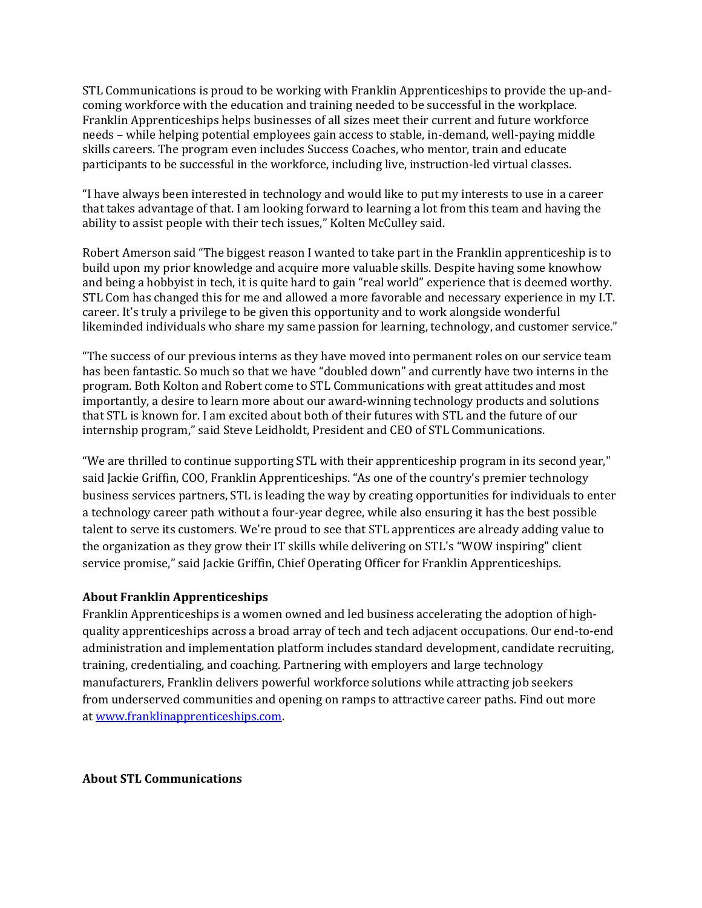STL Communications is proud to be working with Franklin Apprenticeships to provide the up-and-coming workforce with the education and training needed to be successful in the workplace. Franklin Apprenticeships helps businesses of all sizes meet their current and future workforce needs – while helping potential employees gain access to stable, in-demand, well-paying middle skills careers. The program even includes Success Coaches, who mentor, train and educate participants to be successful in the workforce, including live, instruction-led virtual classes.

"I have always been interested in technology and would like to put my interests to use in a career that takes advantage of that. I am looking forward to learning a lot from this team and having the ability to assist people with their tech issues," Kolten McCulley said.

Robert Amerson said "The biggest reason I wanted to take part in the Franklin apprenticeship is to build upon my prior knowledge and acquire more valuable skills. Despite having some knowhow and being a hobbyist in tech, it is quite hard to gain "real world" experience that is deemed worthy. STL Com has changed this for me and allowed a more favorable and necessary experience in my I.T. career. It's truly a privilege to be given this opportunity and to work alongside wonderful likeminded individuals who share my same passion for learning, technology, and customer service."

"The success of our previous interns as they have moved into permanent roles on our service team has been fantastic. So much so that we have "doubled down" and currently have two interns in the program. Both Kolton and Robert come to STL Communications with great attitudes and most importantly, a desire to learn more about our award-winning technology products and solutions that STL is known for. I am excited about both of their futures with STL and the future of our internship program," said Steve Leidholdt, President and CEO of STL Communications.

"We are thrilled to continue supporting STL with their apprenticeship program in its second year," said Jackie Griffin, COO, Franklin Apprenticeships. "As one of the country's premier technology business services partners, STL is leading the way by creating opportunities for individuals to enter a technology career path without a four-year degree, while also ensuring it has the best possible talent to serve its customers. We're proud to see that STL apprentices are already adding value to the organization as they grow their IT skills while delivering on STL's "WOW inspiring" client service promise," said Jackie Griffin, Chief Operating Officer for Franklin Apprenticeships.

**About Franklin Apprenticeships**

Franklin Apprenticeships is a women owned and led business accelerating the adoption of high-quality apprenticeships across a broad array of tech and tech adjacent occupations. Our end-to-end administration and implementation platform includes standard development, candidate recruiting, training, credentialing, and coaching. Partnering with employers and large technology manufacturers, Franklin delivers powerful workforce solutions while attracting job seekers from underserved communities and opening on ramps to attractive career paths. Find out more at [www.franklinapprenticeships.com](www.franklinapprenticeships.com).

**About STL Communications**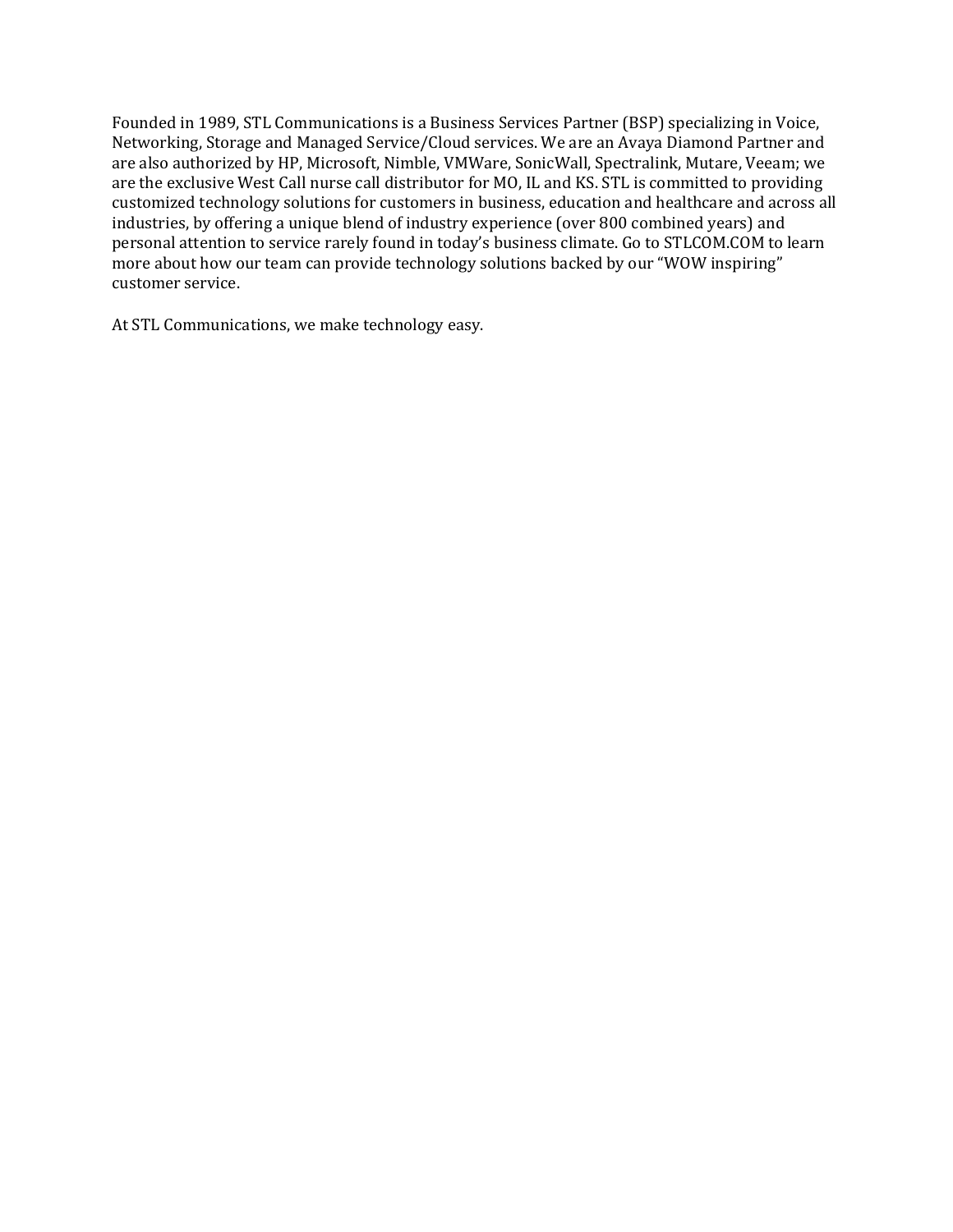Founded in 1989, STL Communications is a Business Services Partner (BSP) specializing in Voice, Networking, Storage and Managed Service/Cloud services. We are an Avaya Diamond Partner and are also authorized by HP, Microsoft, Nimble, VMWare, SonicWall, Spectralink, Mutare, Veeam; we are the exclusive West Call nurse call distributor for MO, IL and KS. STL is committed to providing customized technology solutions for customers in business, education and healthcare and across all industries, by offering a unique blend of industry experience (over 800 combined years) and personal attention to service rarely found in today's business climate. Go to STLCOM.COM to learn more about how our team can provide technology solutions backed by our "WOW inspiring" customer service.

At STL Communications, we make technology easy.